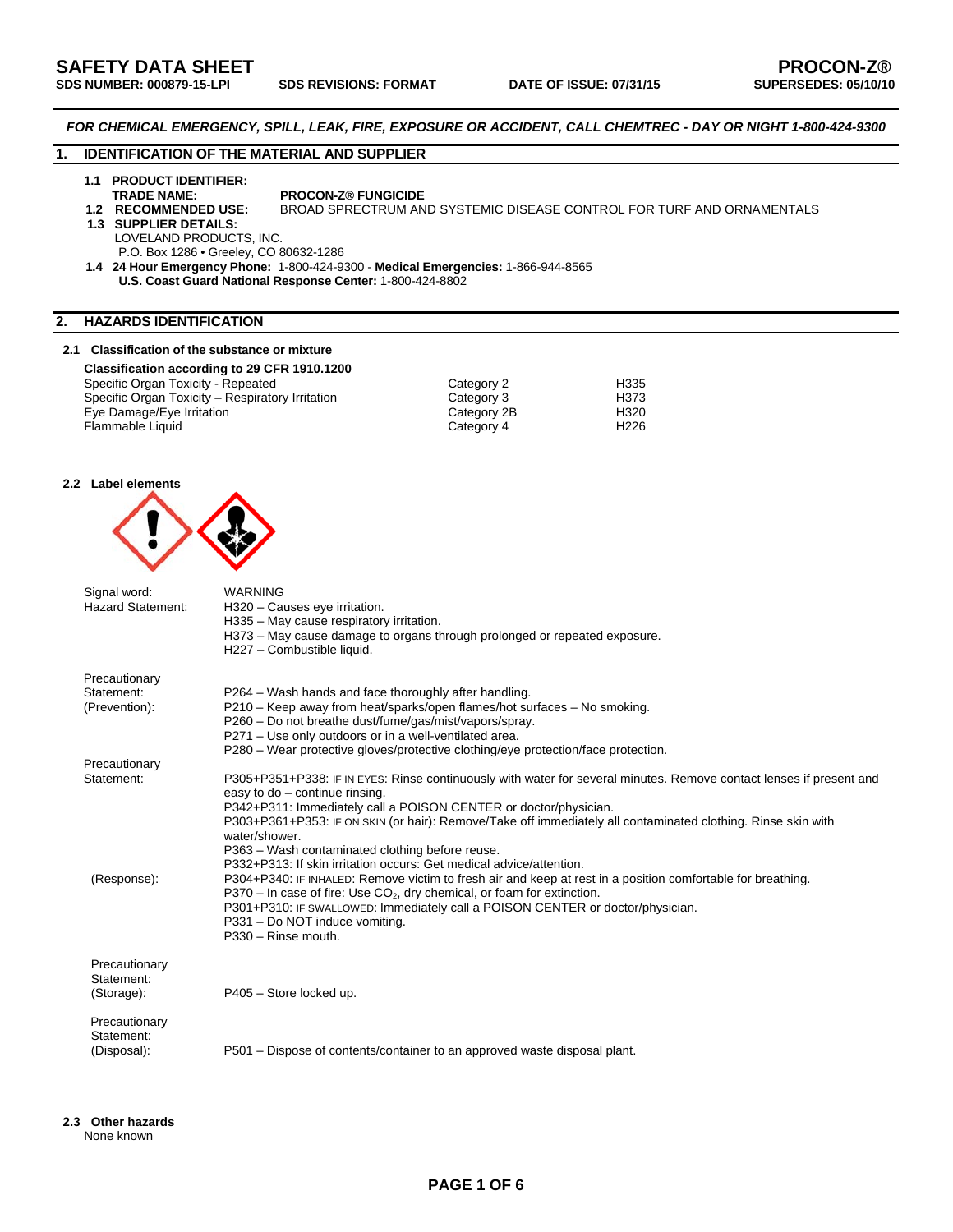# SAFETY DATA SHEET

**PROCON-Z®**

**SDS NUMBER: 000879-15-LPI** **SDS REVISIONS: FORMAT** **DATE OF ISSUE: 07/31/15** **SUPERSEDES: 05/10/10**

***FOR CHEMICAL EMERGENCY, SPILL, LEAK, FIRE, EXPOSURE OR ACCIDENT, CALL CHEMTREC - DAY OR NIGHT 1-800-424-9300***

## 1. IDENTIFICATION OF THE MATERIAL AND SUPPLIER

**1.1 PRODUCT IDENTIFIER:**

**TRADE NAME:** **PROCON-Z® FUNGICIDE**

**1.2 RECOMMENDED USE:** BROAD SPRECTRUM AND SYSTEMIC DISEASE CONTROL FOR TURF AND ORNAMENTALS

**1.3 SUPPLIER DETAILS:**

LOVELAND PRODUCTS, INC.
P.O. Box 1286 • Greeley, CO 80632-1286

**1.4 24 Hour Emergency Phone:** 1-800-424-9300 - **Medical Emergencies:** 1-866-944-8565
**U.S. Coast Guard National Response Center:** 1-800-424-8802

## 2. HAZARDS IDENTIFICATION

### 2.1 Classification of the substance or mixture

**Classification according to 29 CFR 1910.1200**

| | | |
|---|---|---|
| Specific Organ Toxicity - Repeated | Category 2 | H335 |
| Specific Organ Toxicity – Respiratory Irritation | Category 3 | H373 |
| Eye Damage/Eye Irritation | Category 2B | H320 |
| Flammable Liquid | Category 4 | H226 |

### 2.2 Label elements

Signal word: WARNING

Hazard Statement:
H320 – Causes eye irritation.
H335 – May cause respiratory irritation.
H373 – May cause damage to organs through prolonged or repeated exposure.
H227 – Combustible liquid.

Precautionary Statement: (Prevention):
P264 – Wash hands and face thoroughly after handling.
P210 – Keep away from heat/sparks/open flames/hot surfaces – No smoking.
P260 – Do not breathe dust/fume/gas/mist/vapors/spray.
P271 – Use only outdoors or in a well-ventilated area.
P280 – Wear protective gloves/protective clothing/eye protection/face protection.

Precautionary Statement: (Response):
P305+P351+P338: IF IN EYES: Rinse continuously with water for several minutes. Remove contact lenses if present and easy to do – continue rinsing.
P342+P311: Immediately call a POISON CENTER or doctor/physician.
P303+P361+P353: IF ON SKIN (or hair): Remove/Take off immediately all contaminated clothing. Rinse skin with water/shower.
P363 – Wash contaminated clothing before reuse.
P332+P313: If skin irritation occurs: Get medical advice/attention.
P304+P340: IF INHALED: Remove victim to fresh air and keep at rest in a position comfortable for breathing.
P370 – In case of fire: Use $CO_2$, dry chemical, or foam for extinction.
P301+P310: IF SWALLOWED: Immediately call a POISON CENTER or doctor/physician.
P331 – Do NOT induce vomiting.
P330 – Rinse mouth.

Precautionary Statement: (Storage):
P405 – Store locked up.

Precautionary Statement: (Disposal):
P501 – Dispose of contents/container to an approved waste disposal plant.

### 2.3 Other hazards

None known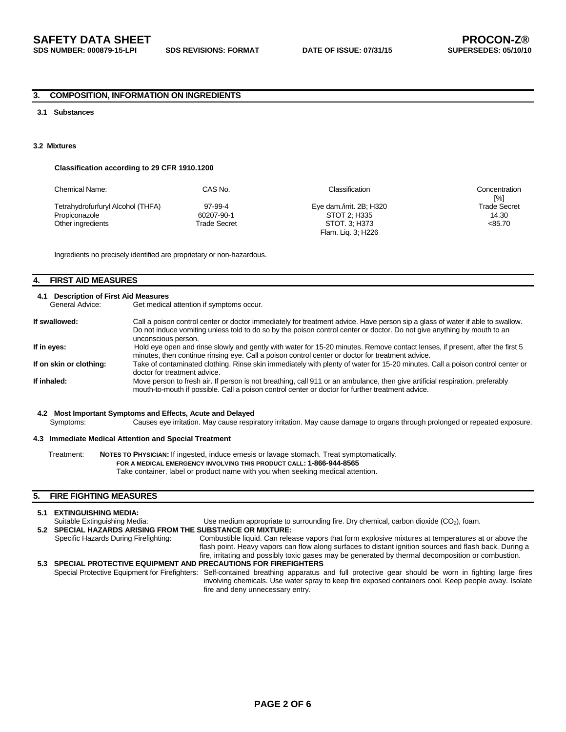## 3. COMPOSITION, INFORMATION ON INGREDIENTS

### 3.1 Substances

### 3.2 Mixtures

**Classification according to 29 CFR 1910.1200**

| Chemical Name: | CAS No. | Classification | Concentration [%] |
|---|---|---|---|
| Tetrahydrofurfuryl Alcohol (THFA) | 97-99-4 | Eye dam./irrit. 2B; H320 | Trade Secret |
| Propiconazole | 60207-90-1 | STOT 2; H335 | 14.30 |
| Other ingredients | Trade Secret | STOT. 3; H373 | <85.70 |
| | | Flam. Liq. 3; H226 | |

Ingredients no precisely identified are proprietary or non-hazardous.

## 4. FIRST AID MEASURES

### 4.1 Description of First Aid Measures

General Advice: Get medical attention if symptoms occur.

**If swallowed:** Call a poison control center or doctor immediately for treatment advice. Have person sip a glass of water if able to swallow. Do not induce vomiting unless told to do so by the poison control center or doctor. Do not give anything by mouth to an unconscious person.

**If in eyes:** Hold eye open and rinse slowly and gently with water for 15-20 minutes. Remove contact lenses, if present, after the first 5 minutes, then continue rinsing eye. Call a poison control center or doctor for treatment advice.

**If on skin or clothing:** Take of contaminated clothing. Rinse skin immediately with plenty of water for 15-20 minutes. Call a poison control center or doctor for treatment advice.

**If inhaled:** Move person to fresh air. If person is not breathing, call 911 or an ambulance, then give artificial respiration, preferably mouth-to-mouth if possible. Call a poison control center or doctor for further treatment advice.

### 4.2 Most Important Symptoms and Effects, Acute and Delayed

Symptoms: Causes eye irritation. May cause respiratory irritation. May cause damage to organs through prolonged or repeated exposure.

### 4.3 Immediate Medical Attention and Special Treatment

Treatment: **NOTES TO PHYSICIAN:** If ingested, induce emesis or lavage stomach. Treat symptomatically.
**FOR A MEDICAL EMERGENCY INVOLVING THIS PRODUCT CALL: 1-866-944-8565**
Take container, label or product name with you when seeking medical attention.

## 5. FIRE FIGHTING MEASURES

### 5.1 EXTINGUISHING MEDIA:

Suitable Extinguishing Media: Use medium appropriate to surrounding fire. Dry chemical, carbon dioxide ($CO_2$), foam.

### 5.2 SPECIAL HAZARDS ARISING FROM THE SUBSTANCE OR MIXTURE:

Specific Hazards During Firefighting: Combustible liquid. Can release vapors that form explosive mixtures at temperatures at or above the flash point. Heavy vapors can flow along surfaces to distant ignition sources and flash back. During a fire, irritating and possibly toxic gases may be generated by thermal decomposition or combustion.

### 5.3 SPECIAL PROTECTIVE EQUIPMENT AND PRECAUTIONS FOR FIREFIGHTERS

Special Protective Equipment for Firefighters: Self-contained breathing apparatus and full protective gear should be worn in fighting large fires involving chemicals. Use water spray to keep fire exposed containers cool. Keep people away. Isolate fire and deny unnecessary entry.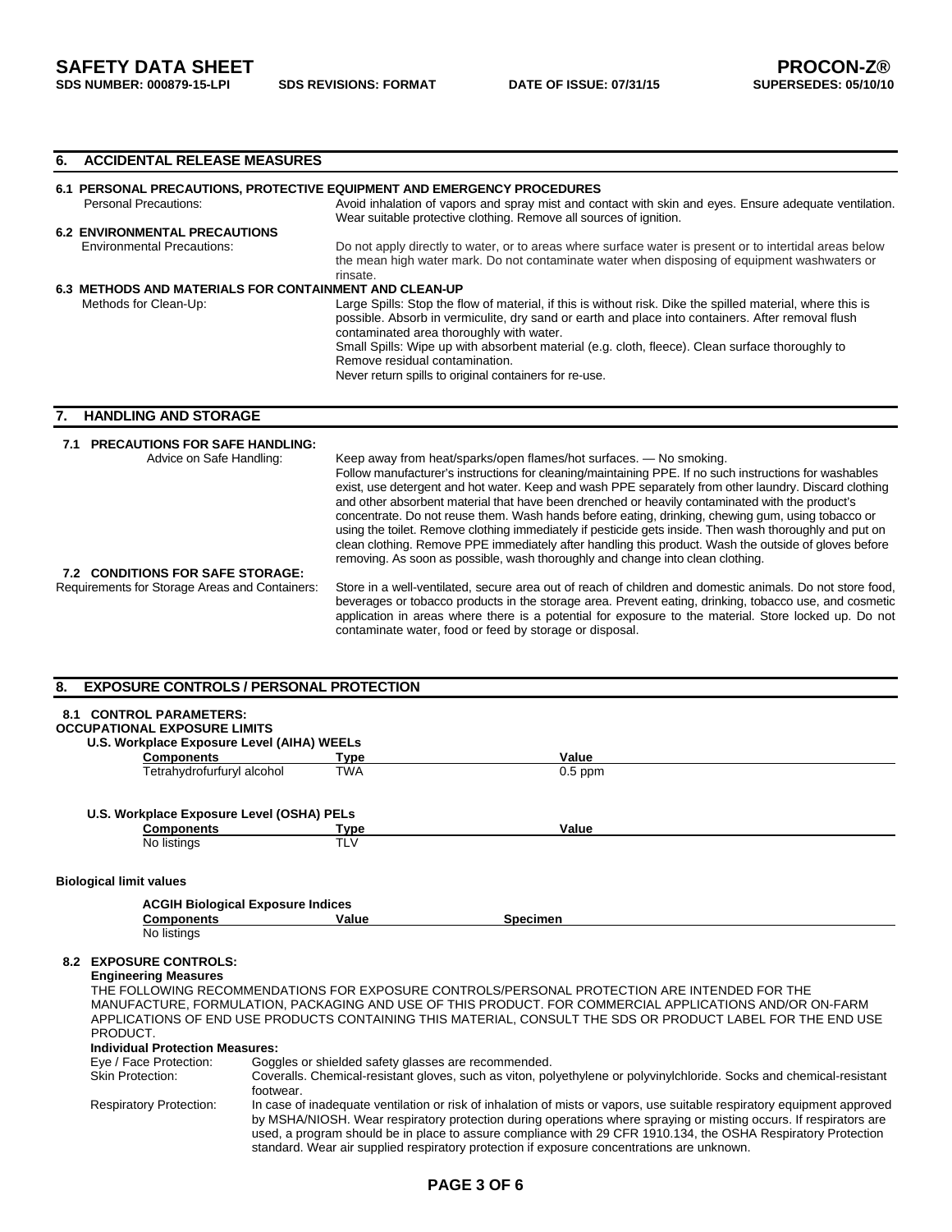## 6. ACCIDENTAL RELEASE MEASURES

### 6.1 PERSONAL PRECAUTIONS, PROTECTIVE EQUIPMENT AND EMERGENCY PROCEDURES

Personal Precautions: Avoid inhalation of vapors and spray mist and contact with skin and eyes. Ensure adequate ventilation. Wear suitable protective clothing. Remove all sources of ignition.

### 6.2 ENVIRONMENTAL PRECAUTIONS

Environmental Precautions: Do not apply directly to water, or to areas where surface water is present or to intertidal areas below the mean high water mark. Do not contaminate water when disposing of equipment washwaters or rinsate.

### 6.3 METHODS AND MATERIALS FOR CONTAINMENT AND CLEAN-UP

Methods for Clean-Up: Large Spills: Stop the flow of material, if this is without risk. Dike the spilled material, where this is possible. Absorb in vermiculite, dry sand or earth and place into containers. After removal flush contaminated area thoroughly with water.

Small Spills: Wipe up with absorbent material (e.g. cloth, fleece). Clean surface thoroughly to Remove residual contamination.

Never return spills to original containers for re-use.

## 7. HANDLING AND STORAGE

### 7.1 PRECAUTIONS FOR SAFE HANDLING:

Advice on Safe Handling: Keep away from heat/sparks/open flames/hot surfaces. — No smoking. Follow manufacturer's instructions for cleaning/maintaining PPE. If no such instructions for washables exist, use detergent and hot water. Keep and wash PPE separately from other laundry. Discard clothing and other absorbent material that have been drenched or heavily contaminated with the product's concentrate. Do not reuse them. Wash hands before eating, drinking, chewing gum, using tobacco or using the toilet. Remove clothing immediately if pesticide gets inside. Then wash thoroughly and put on clean clothing. Remove PPE immediately after handling this product. Wash the outside of gloves before removing. As soon as possible, wash thoroughly and change into clean clothing.

### 7.2 CONDITIONS FOR SAFE STORAGE:

Requirements for Storage Areas and Containers: Store in a well-ventilated, secure area out of reach of children and domestic animals. Do not store food, beverages or tobacco products in the storage area. Prevent eating, drinking, tobacco use, and cosmetic application in areas where there is a potential for exposure to the material. Store locked up. Do not contaminate water, food or feed by storage or disposal.

## 8. EXPOSURE CONTROLS / PERSONAL PROTECTION

### 8.1 CONTROL PARAMETERS:

**OCCUPATIONAL EXPOSURE LIMITS**

**U.S. Workplace Exposure Level (AIHA) WEELs**

| Components | Type | Value |
|---|---|---|
| Tetrahydrofurfuryl alcohol | TWA | 0.5 ppm |

**U.S. Workplace Exposure Level (OSHA) PELs**

| Components | Type | Value |
|---|---|---|
| No listings | TLV | |

**Biological limit values**

**ACGIH Biological Exposure Indices**

| Components | Value | Specimen |
|---|---|---|
| No listings | | |

### 8.2 EXPOSURE CONTROLS:

**Engineering Measures**

THE FOLLOWING RECOMMENDATIONS FOR EXPOSURE CONTROLS/PERSONAL PROTECTION ARE INTENDED FOR THE MANUFACTURE, FORMULATION, PACKAGING AND USE OF THIS PRODUCT. FOR COMMERCIAL APPLICATIONS AND/OR ON-FARM APPLICATIONS OF END USE PRODUCTS CONTAINING THIS MATERIAL, CONSULT THE SDS OR PRODUCT LABEL FOR THE END USE PRODUCT.

**Individual Protection Measures:**

Eye / Face Protection: Goggles or shielded safety glasses are recommended.

Skin Protection: Coveralls. Chemical-resistant gloves, such as viton, polyethylene or polyvinylchloride. Socks and chemical-resistant footwear.

Respiratory Protection: In case of inadequate ventilation or risk of inhalation of mists or vapors, use suitable respiratory equipment approved by MSHA/NIOSH. Wear respiratory protection during operations where spraying or misting occurs. If respirators are used, a program should be in place to assure compliance with 29 CFR 1910.134, the OSHA Respiratory Protection standard. Wear air supplied respiratory protection if exposure concentrations are unknown.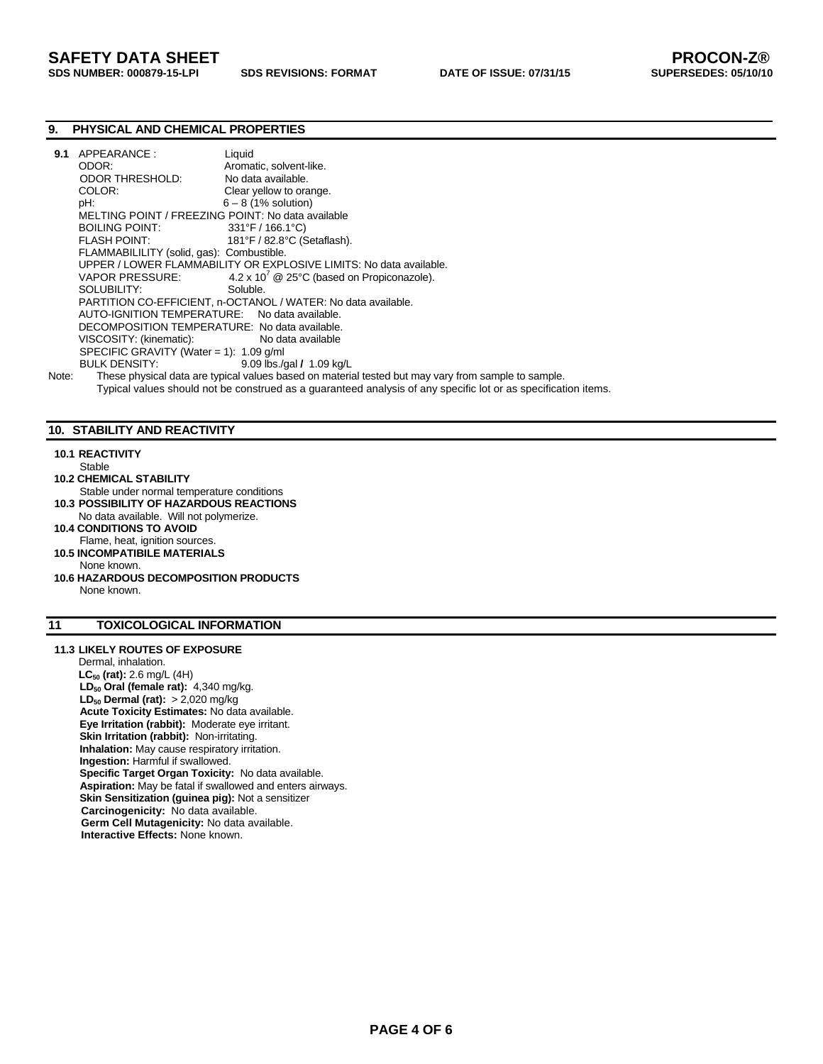## 9. PHYSICAL AND CHEMICAL PROPERTIES

**9.1** APPEARANCE : Liquid
ODOR: Aromatic, solvent-like.
ODOR THRESHOLD: No data available.
COLOR: Clear yellow to orange.
pH: 6 – 8 (1% solution)
MELTING POINT / FREEZING POINT: No data available
BOILING POINT: 331°F / 166.1°C)
FLASH POINT: 181°F / 82.8°C (Setaflash).
FLAMMABILILITY (solid, gas): Combustible.
UPPER / LOWER FLAMMABILITY OR EXPLOSIVE LIMITS: No data available.
VAPOR PRESSURE: $4.2 \times 10^{7}$ @ 25°C (based on Propiconazole).
SOLUBILITY: Soluble.
PARTITION CO-EFFICIENT, n-OCTANOL / WATER: No data available.
AUTO-IGNITION TEMPERATURE: No data available.
DECOMPOSITION TEMPERATURE: No data available.
VISCOSITY: (kinematic): No data available
SPECIFIC GRAVITY (Water = 1): 1.09 g/ml
BULK DENSITY: 9.09 lbs./gal **/** 1.09 kg/L

Note: These physical data are typical values based on material tested but may vary from sample to sample. Typical values should not be construed as a guaranteed analysis of any specific lot or as specification items.

## 10. STABILITY AND REACTIVITY

**10.1 REACTIVITY**
Stable

**10.2 CHEMICAL STABILITY**
Stable under normal temperature conditions

**10.3 POSSIBILITY OF HAZARDOUS REACTIONS**
No data available. Will not polymerize.

**10.4 CONDITIONS TO AVOID**
Flame, heat, ignition sources.

**10.5 INCOMPATIBILE MATERIALS**
None known.

**10.6 HAZARDOUS DECOMPOSITION PRODUCTS**
None known.

## 11 TOXICOLOGICAL INFORMATION

**11.3 LIKELY ROUTES OF EXPOSURE**
Dermal, inhalation.

**$LC_{50}$ (rat):** 2.6 mg/L (4H)
**$LD_{50}$ Oral (female rat):** 4,340 mg/kg.
**$LD_{50}$ Dermal (rat):** > 2,020 mg/kg
**Acute Toxicity Estimates:** No data available.
**Eye Irritation (rabbit):** Moderate eye irritant.
**Skin Irritation (rabbit):** Non-irritating.
**Inhalation:** May cause respiratory irritation.
**Ingestion:** Harmful if swallowed.
**Specific Target Organ Toxicity:** No data available.
**Aspiration:** May be fatal if swallowed and enters airways.
**Skin Sensitization (guinea pig):** Not a sensitizer
**Carcinogenicity:** No data available.
**Germ Cell Mutagenicity:** No data available.
**Interactive Effects:** None known.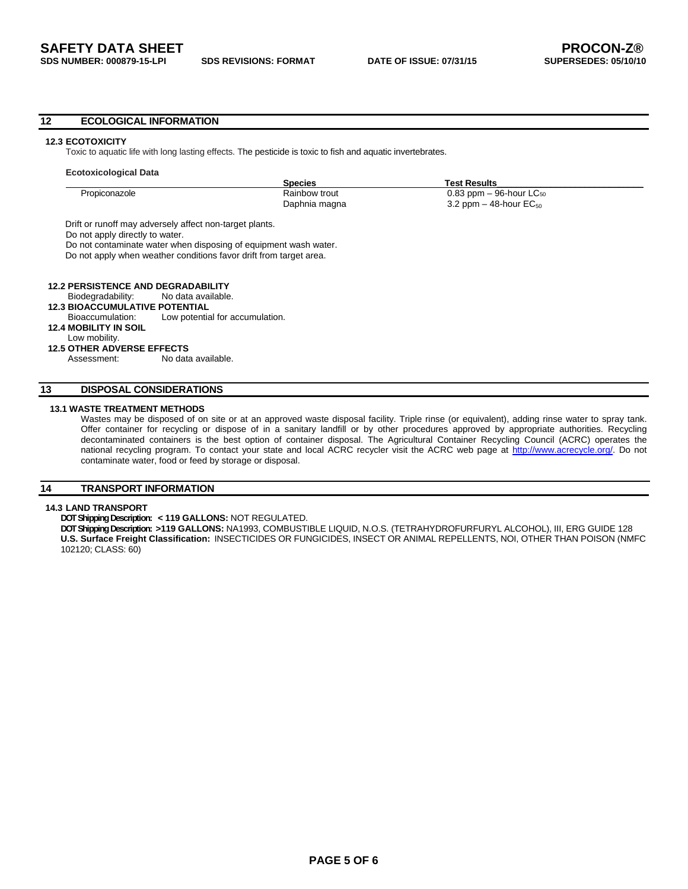## 12 ECOLOGICAL INFORMATION

### 12.3 ECOTOXICITY

Toxic to aquatic life with long lasting effects. The pesticide is toxic to fish and aquatic invertebrates.

**Ecotoxicological Data**

| | Species | Test Results |
|---|---|---|
| Propiconazole | Rainbow trout | 0.83 ppm – 96-hour $LC_{50}$ |
| | Daphnia magna | 3.2 ppm – 48-hour $EC_{50}$ |

Drift or runoff may adversely affect non-target plants.
Do not apply directly to water.
Do not contaminate water when disposing of equipment wash water.
Do not apply when weather conditions favor drift from target area.

### 12.2 PERSISTENCE AND DEGRADABILITY

Biodegradability: No data available.

### 12.3 BIOACCUMULATIVE POTENTIAL

Bioaccumulation: Low potential for accumulation.

### 12.4 MOBILITY IN SOIL

Low mobility.

### 12.5 OTHER ADVERSE EFFECTS

Assessment: No data available.

## 13 DISPOSAL CONSIDERATIONS

### 13.1 WASTE TREATMENT METHODS

Wastes may be disposed of on site or at an approved waste disposal facility. Triple rinse (or equivalent), adding rinse water to spray tank. Offer container for recycling or dispose of in a sanitary landfill or by other procedures approved by appropriate authorities. Recycling decontaminated containers is the best option of container disposal. The Agricultural Container Recycling Council (ACRC) operates the national recycling program. To contact your state and local ACRC recycler visit the ACRC web page at http://www.acrecycle.org/. Do not contaminate water, food or feed by storage or disposal.

## 14 TRANSPORT INFORMATION

### 14.3 LAND TRANSPORT

**DOT Shipping Description: < 119 GALLONS:** NOT REGULATED.
**DOT Shipping Description: >119 GALLONS:** NA1993, COMBUSTIBLE LIQUID, N.O.S. (TETRAHYDROFURFURYL ALCOHOL), III, ERG GUIDE 128
**U.S. Surface Freight Classification:** INSECTICIDES OR FUNGICIDES, INSECT OR ANIMAL REPELLENTS, NOI, OTHER THAN POISON (NMFC 102120; CLASS: 60)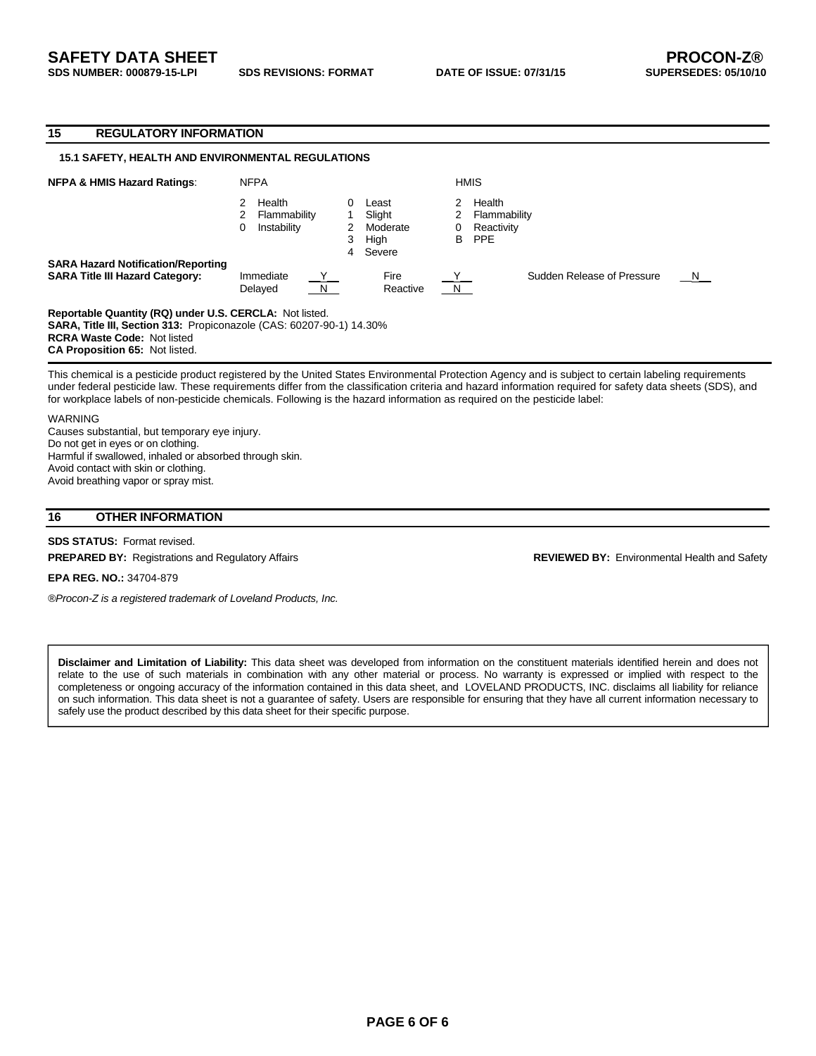## 15 REGULATORY INFORMATION

### 15.1 SAFETY, HEALTH AND ENVIRONMENTAL REGULATIONS

**NFPA & HMIS Hazard Ratings**:

| NFPA | | | HMIS |
|---|---|---|---|
| 2 Health | 0 Least | | 2 Health |
| 2 Flammability | 1 Slight | | 2 Flammability |
| 0 Instability | 2 Moderate | | 0 Reactivity |
| | 3 High | | B PPE |
| | 4 Severe | | |

**SARA Hazard Notification/Reporting**
**SARA Title III Hazard Category:**

| | | | | | |
|---|---|---|---|---|---|
| Immediate | Y | Fire | Y | Sudden Release of Pressure | N |
| Delayed | N | Reactive | N | | |

**Reportable Quantity (RQ) under U.S. CERCLA:** Not listed.
**SARA, Title III, Section 313:** Propiconazole (CAS: 60207-90-1) 14.30%
**RCRA Waste Code:** Not listed
**CA Proposition 65:** Not listed.

This chemical is a pesticide product registered by the United States Environmental Protection Agency and is subject to certain labeling requirements under federal pesticide law. These requirements differ from the classification criteria and hazard information required for safety data sheets (SDS), and for workplace labels of non-pesticide chemicals. Following is the hazard information as required on the pesticide label:

WARNING
Causes substantial, but temporary eye injury.
Do not get in eyes or on clothing.
Harmful if swallowed, inhaled or absorbed through skin.
Avoid contact with skin or clothing.
Avoid breathing vapor or spray mist.

## 16 OTHER INFORMATION

**SDS STATUS:** Format revised.

**PREPARED BY:** Registrations and Regulatory Affairs

**REVIEWED BY:** Environmental Health and Safety

**EPA REG. NO.:** 34704-879

*®Procon-Z is a registered trademark of Loveland Products, Inc.*

**Disclaimer and Limitation of Liability:** This data sheet was developed from information on the constituent materials identified herein and does not relate to the use of such materials in combination with any other material or process. No warranty is expressed or implied with respect to the completeness or ongoing accuracy of the information contained in this data sheet, and LOVELAND PRODUCTS, INC. disclaims all liability for reliance on such information. This data sheet is not a guarantee of safety. Users are responsible for ensuring that they have all current information necessary to safely use the product described by this data sheet for their specific purpose.